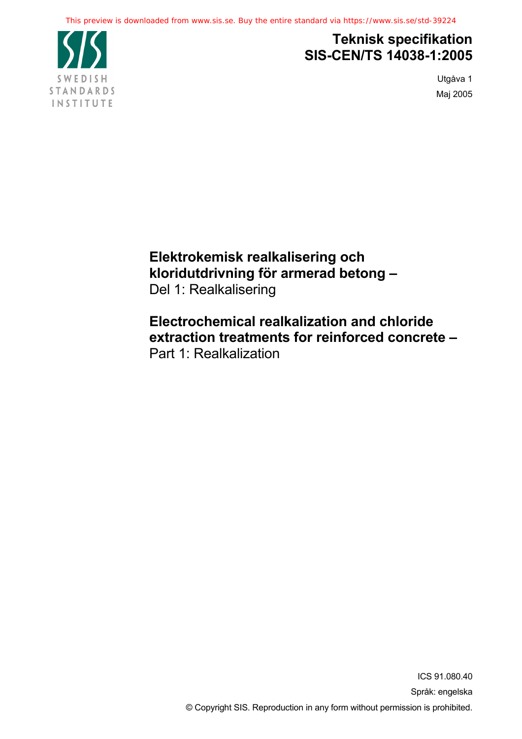SWEDISH STANDARDS INSTITUTE

# Teknisk specifikation SIS-CEN/TS 14038-1:2005

Utgåva 1

Maj 2005

## Elektrokemisk realkalisering och kloridutdrivning för armerad betong –

Del 1: Realkalisering

## Electrochemical realkalization and chloride extraction treatments for reinforced concrete –

Part 1: Realkalization

ICS 91.080.40

Språk: engelska

© Copyright SIS. Reproduction in any form without permission is prohibited.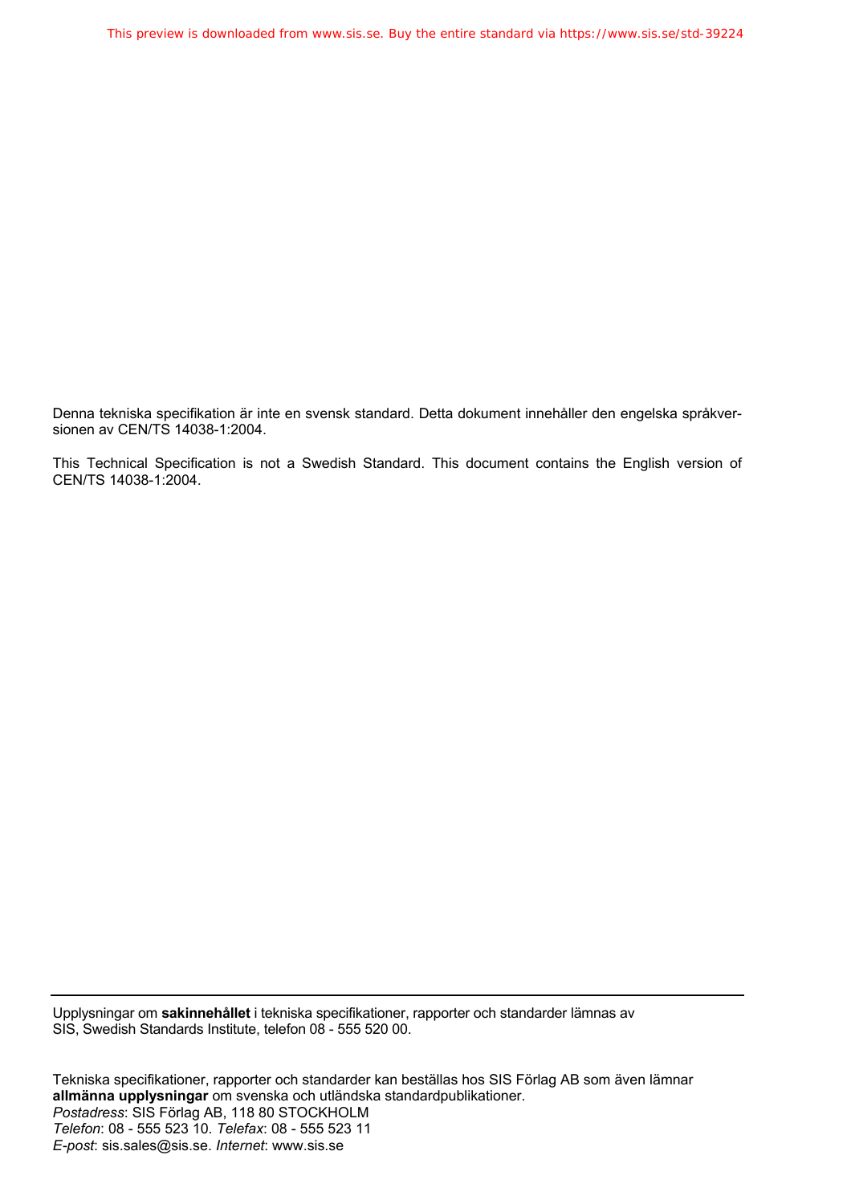Denna tekniska specifikation är inte en svensk standard. Detta dokument innehåller den engelska språkversionen av CEN/TS 14038-1:2004.

This Technical Specification is not a Swedish Standard. This document contains the English version of CEN/TS 14038-1:2004.

---

Upplysningar om **sakinnehållet** i tekniska specifikationer, rapporter och standarder lämnas av SIS, Swedish Standards Institute, telefon 08 - 555 520 00.

Tekniska specifikationer, rapporter och standarder kan beställas hos SIS Förlag AB som även lämnar **allmänna upplysningar** om svenska och utländska standardpublikationer.
*Postadress*: SIS Förlag AB, 118 80 STOCKHOLM
*Telefon*: 08 - 555 523 10. *Telefax*: 08 - 555 523 11
*E-post*: sis.sales@sis.se. *Internet*: www.sis.se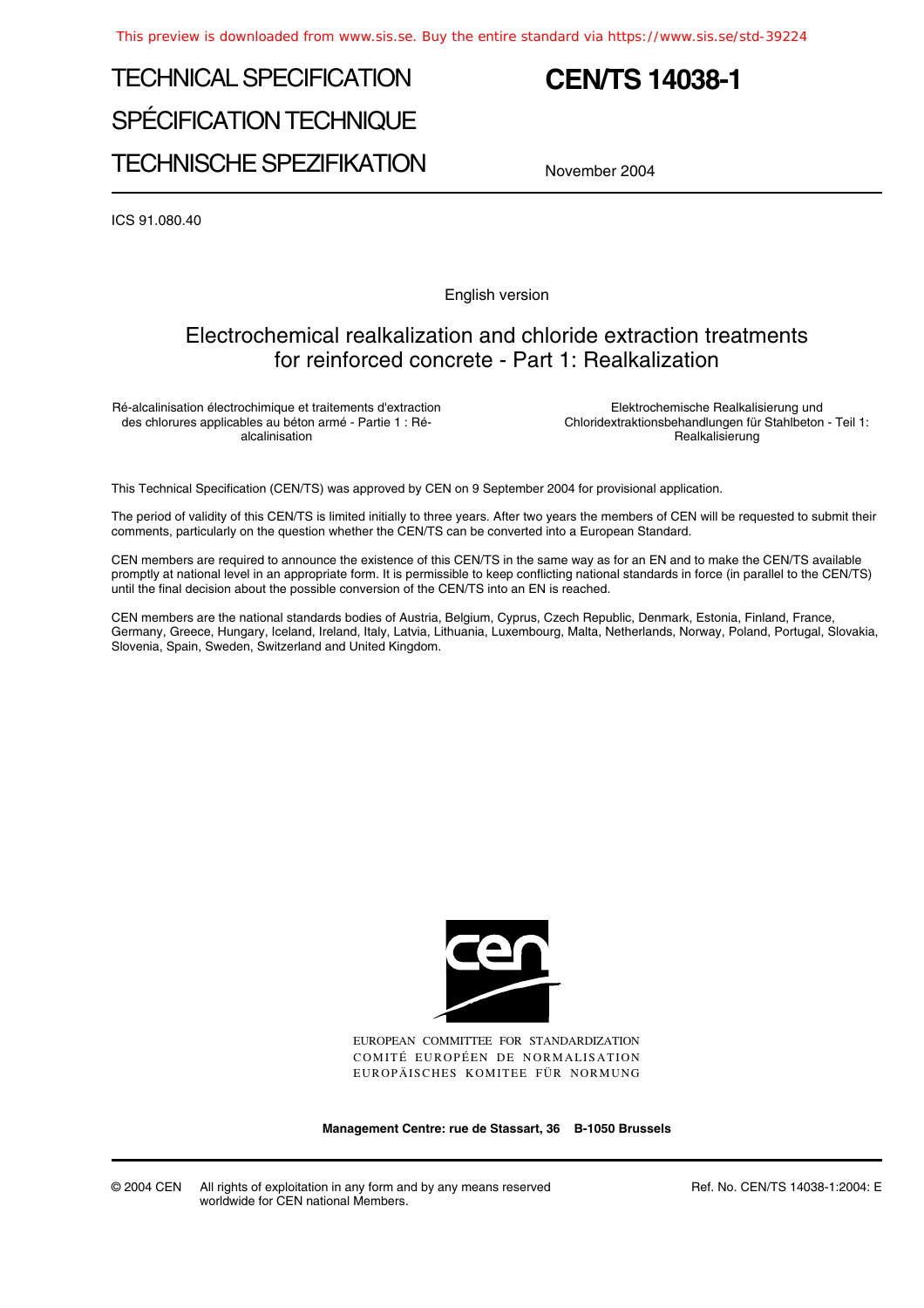# TECHNICAL SPECIFICATION

# SPÉCIFICATION TECHNIQUE

# TECHNISCHE SPEZIFIKATION

# CEN/TS 14038-1

November 2004

ICS 91.080.40

English version

## Electrochemical realkalization and chloride extraction treatments for reinforced concrete - Part 1: Realkalization

Ré-alcalinisation électrochimique et traitements d'extraction des chlorures applicables au béton armé - Partie 1 : Ré-alcalinisation

Elektrochemische Realkalisierung und Chloridextraktionsbehandlungen für Stahlbeton - Teil 1: Realkalisierung

This Technical Specification (CEN/TS) was approved by CEN on 9 September 2004 for provisional application.

The period of validity of this CEN/TS is limited initially to three years. After two years the members of CEN will be requested to submit their comments, particularly on the question whether the CEN/TS can be converted into a European Standard.

CEN members are required to announce the existence of this CEN/TS in the same way as for an EN and to make the CEN/TS available promptly at national level in an appropriate form. It is permissible to keep conflicting national standards in force (in parallel to the CEN/TS) until the final decision about the possible conversion of the CEN/TS into an EN is reached.

CEN members are the national standards bodies of Austria, Belgium, Cyprus, Czech Republic, Denmark, Estonia, Finland, France, Germany, Greece, Hungary, Iceland, Ireland, Italy, Latvia, Lithuania, Luxembourg, Malta, Netherlands, Norway, Poland, Portugal, Slovakia, Slovenia, Spain, Sweden, Switzerland and United Kingdom.

EUROPEAN COMMITTEE FOR STANDARDIZATION
COMITÉ EUROPÉEN DE NORMALISATION
EUROPÄISCHES KOMITEE FÜR NORMUNG

**Management Centre: rue de Stassart, 36 B-1050 Brussels**

© 2004 CEN All rights of exploitation in any form and by any means reserved worldwide for CEN national Members.

Ref. No. CEN/TS 14038-1:2004: E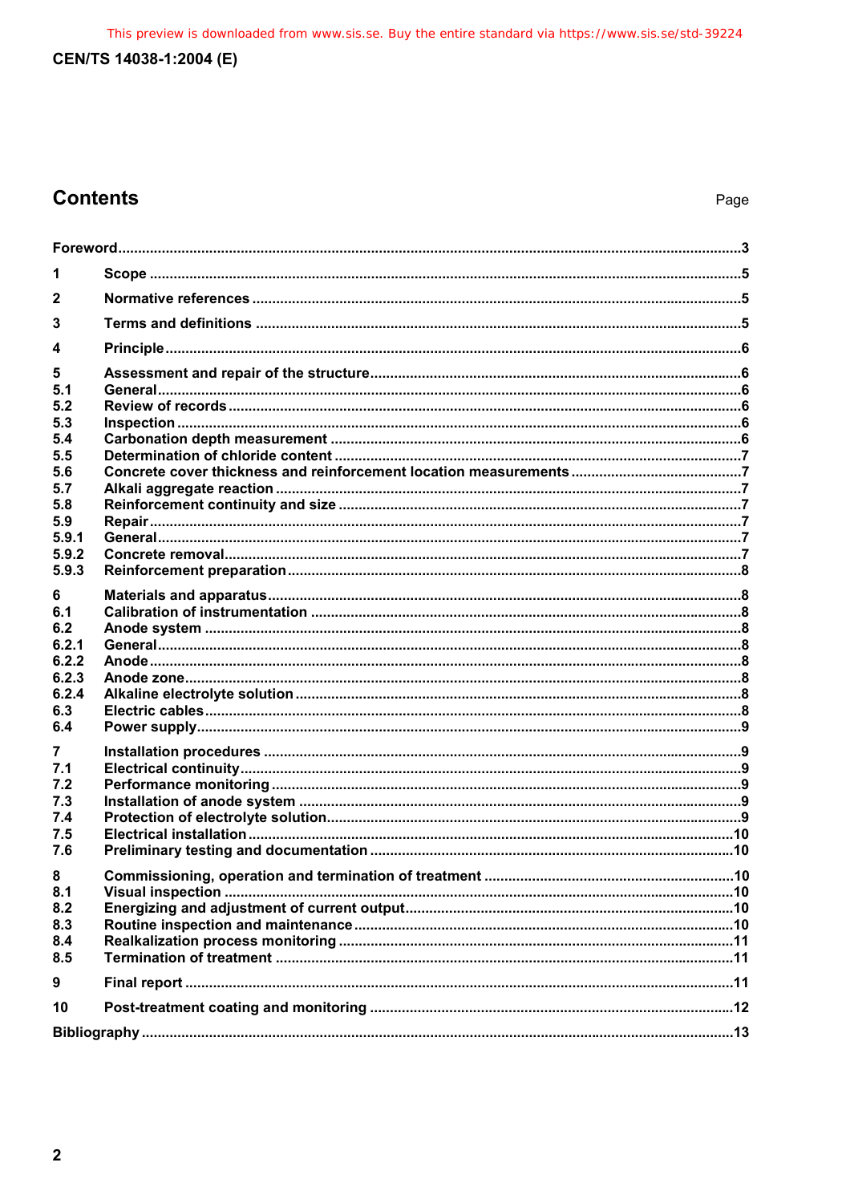## Contents

Page

Foreword.....3

1 Scope.....5

2 Normative references.....5

3 Terms and definitions.....5

4 Principle.....6

5 Assessment and repair of the structure.....6
5.1 General.....6
5.2 Review of records.....6
5.3 Inspection.....6
5.4 Carbonation depth measurement.....6
5.5 Determination of chloride content.....7
5.6 Concrete cover thickness and reinforcement location measurements.....7
5.7 Alkali aggregate reaction.....7
5.8 Reinforcement continuity and size.....7
5.9 Repair.....7
5.9.1 General.....7
5.9.2 Concrete removal.....7
5.9.3 Reinforcement preparation.....8

6 Materials and apparatus.....8
6.1 Calibration of instrumentation.....8
6.2 Anode system.....8
6.2.1 General.....8
6.2.2 Anode.....8
6.2.3 Anode zone.....8
6.2.4 Alkaline electrolyte solution.....8
6.3 Electric cables.....8
6.4 Power supply.....9

7 Installation procedures.....9
7.1 Electrical continuity.....9
7.2 Performance monitoring.....9
7.3 Installation of anode system.....9
7.4 Protection of electrolyte solution.....9
7.5 Electrical installation.....10
7.6 Preliminary testing and documentation.....10

8 Commissioning, operation and termination of treatment.....10
8.1 Visual inspection.....10
8.2 Energizing and adjustment of current output.....10
8.3 Routine inspection and maintenance.....10
8.4 Realkalization process monitoring.....11
8.5 Termination of treatment.....11

9 Final report.....11

10 Post-treatment coating and monitoring.....12

Bibliography.....13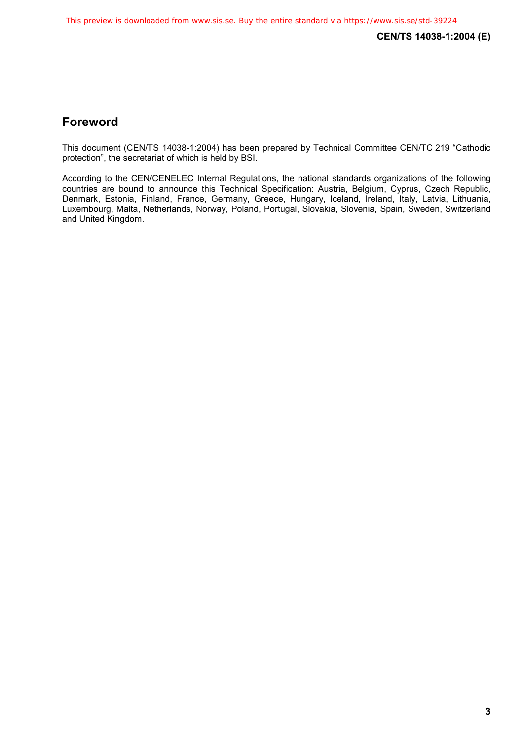## Foreword

This document (CEN/TS 14038-1:2004) has been prepared by Technical Committee CEN/TC 219 “Cathodic protection”, the secretariat of which is held by BSI.

According to the CEN/CENELEC Internal Regulations, the national standards organizations of the following countries are bound to announce this Technical Specification: Austria, Belgium, Cyprus, Czech Republic, Denmark, Estonia, Finland, France, Germany, Greece, Hungary, Iceland, Ireland, Italy, Latvia, Lithuania, Luxembourg, Malta, Netherlands, Norway, Poland, Portugal, Slovakia, Slovenia, Spain, Sweden, Switzerland and United Kingdom.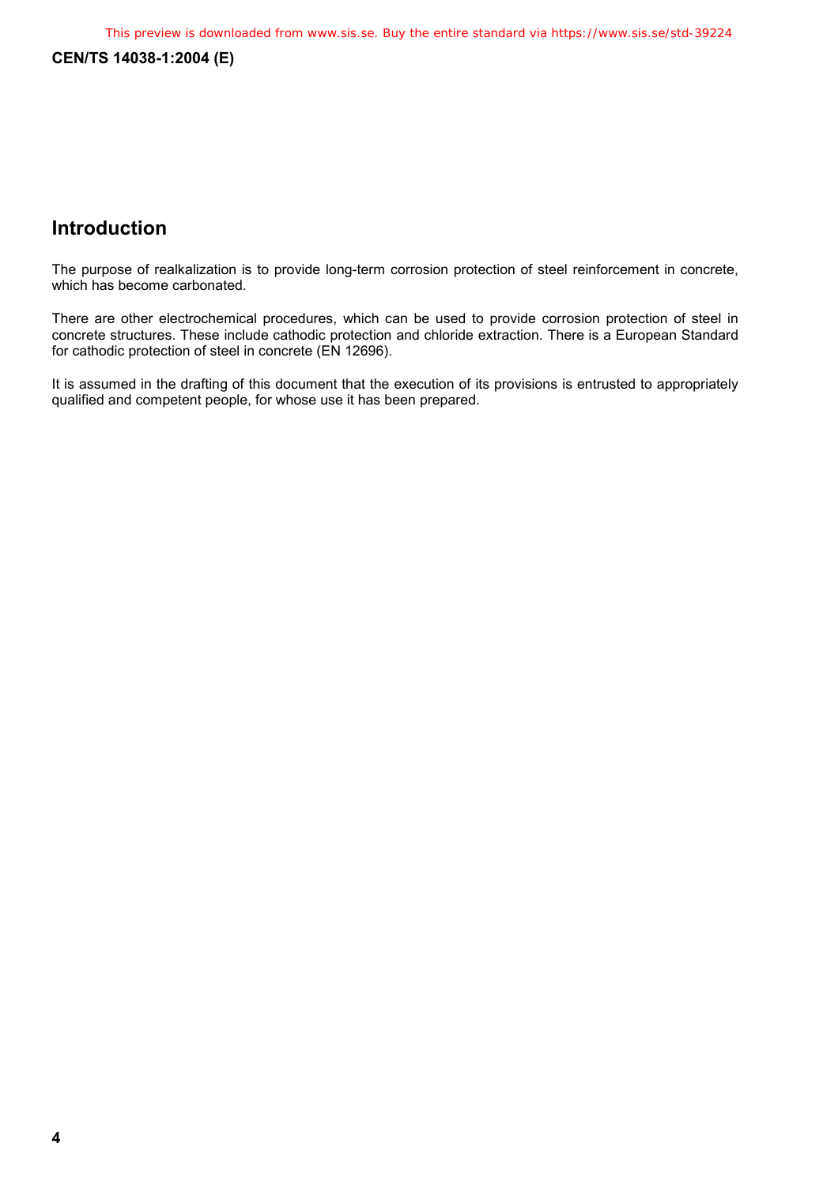## Introduction

The purpose of realkalization is to provide long-term corrosion protection of steel reinforcement in concrete, which has become carbonated.

There are other electrochemical procedures, which can be used to provide corrosion protection of steel in concrete structures. These include cathodic protection and chloride extraction. There is a European Standard for cathodic protection of steel in concrete (EN 12696).

It is assumed in the drafting of this document that the execution of its provisions is entrusted to appropriately qualified and competent people, for whose use it has been prepared.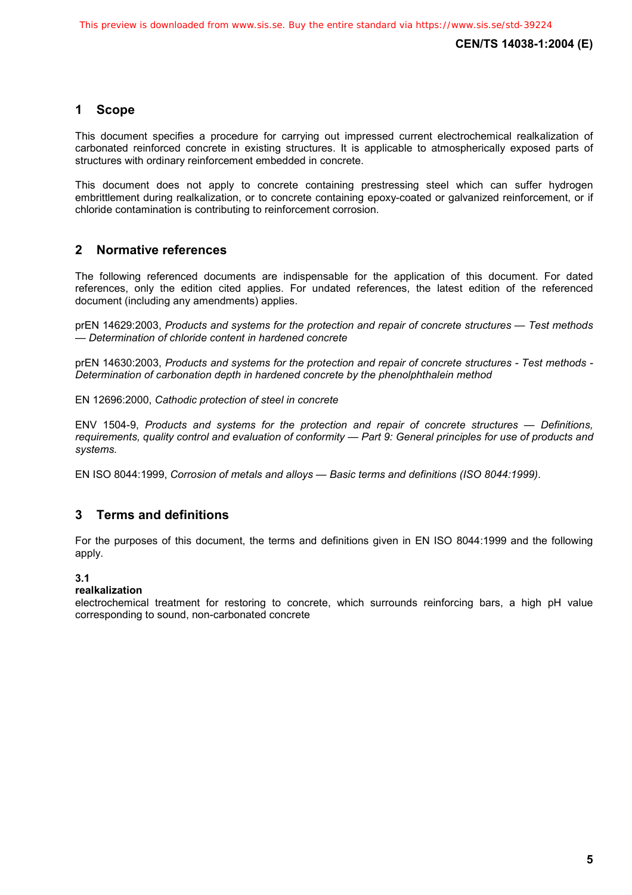## 1 Scope

This document specifies a procedure for carrying out impressed current electrochemical realkalization of carbonated reinforced concrete in existing structures. It is applicable to atmospherically exposed parts of structures with ordinary reinforcement embedded in concrete.

This document does not apply to concrete containing prestressing steel which can suffer hydrogen embrittlement during realkalization, or to concrete containing epoxy-coated or galvanized reinforcement, or if chloride contamination is contributing to reinforcement corrosion.

## 2 Normative references

The following referenced documents are indispensable for the application of this document. For dated references, only the edition cited applies. For undated references, the latest edition of the referenced document (including any amendments) applies.

prEN 14629:2003, *Products and systems for the protection and repair of concrete structures — Test methods — Determination of chloride content in hardened concrete*

prEN 14630:2003, *Products and systems for the protection and repair of concrete structures - Test methods - Determination of carbonation depth in hardened concrete by the phenolphthalein method*

EN 12696:2000, *Cathodic protection of steel in concrete*

ENV 1504-9, *Products and systems for the protection and repair of concrete structures — Definitions, requirements, quality control and evaluation of conformity — Part 9: General principles for use of products and systems.*

EN ISO 8044:1999, *Corrosion of metals and alloys — Basic terms and definitions (ISO 8044:1999)*.

## 3 Terms and definitions

For the purposes of this document, the terms and definitions given in EN ISO 8044:1999 and the following apply.

**3.1**
**realkalization**
electrochemical treatment for restoring to concrete, which surrounds reinforcing bars, a high pH value corresponding to sound, non-carbonated concrete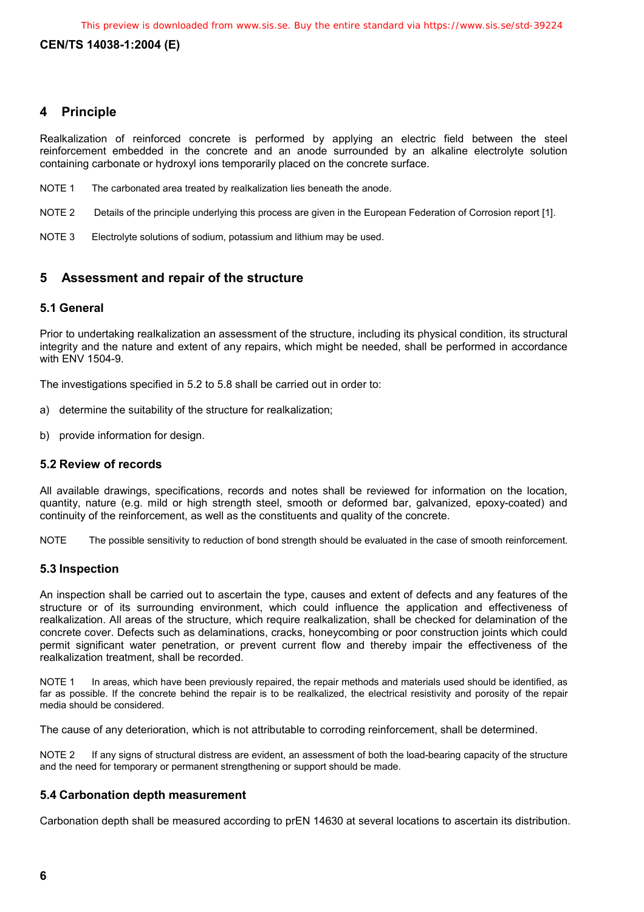## 4 Principle

Realkalization of reinforced concrete is performed by applying an electric field between the steel reinforcement embedded in the concrete and an anode surrounded by an alkaline electrolyte solution containing carbonate or hydroxyl ions temporarily placed on the concrete surface.

NOTE 1 The carbonated area treated by realkalization lies beneath the anode.

NOTE 2 Details of the principle underlying this process are given in the European Federation of Corrosion report [1].

NOTE 3 Electrolyte solutions of sodium, potassium and lithium may be used.

## 5 Assessment and repair of the structure

### 5.1 General

Prior to undertaking realkalization an assessment of the structure, including its physical condition, its structural integrity and the nature and extent of any repairs, which might be needed, shall be performed in accordance with ENV 1504-9.

The investigations specified in 5.2 to 5.8 shall be carried out in order to:

a) determine the suitability of the structure for realkalization;

b) provide information for design.

### 5.2 Review of records

All available drawings, specifications, records and notes shall be reviewed for information on the location, quantity, nature (e.g. mild or high strength steel, smooth or deformed bar, galvanized, epoxy-coated) and continuity of the reinforcement, as well as the constituents and quality of the concrete.

NOTE The possible sensitivity to reduction of bond strength should be evaluated in the case of smooth reinforcement.

### 5.3 Inspection

An inspection shall be carried out to ascertain the type, causes and extent of defects and any features of the structure or of its surrounding environment, which could influence the application and effectiveness of realkalization. All areas of the structure, which require realkalization, shall be checked for delamination of the concrete cover. Defects such as delaminations, cracks, honeycombing or poor construction joints which could permit significant water penetration, or prevent current flow and thereby impair the effectiveness of the realkalization treatment, shall be recorded.

NOTE 1 In areas, which have been previously repaired, the repair methods and materials used should be identified, as far as possible. If the concrete behind the repair is to be realkalized, the electrical resistivity and porosity of the repair media should be considered.

The cause of any deterioration, which is not attributable to corroding reinforcement, shall be determined.

NOTE 2 If any signs of structural distress are evident, an assessment of both the load-bearing capacity of the structure and the need for temporary or permanent strengthening or support should be made.

### 5.4 Carbonation depth measurement

Carbonation depth shall be measured according to prEN 14630 at several locations to ascertain its distribution.